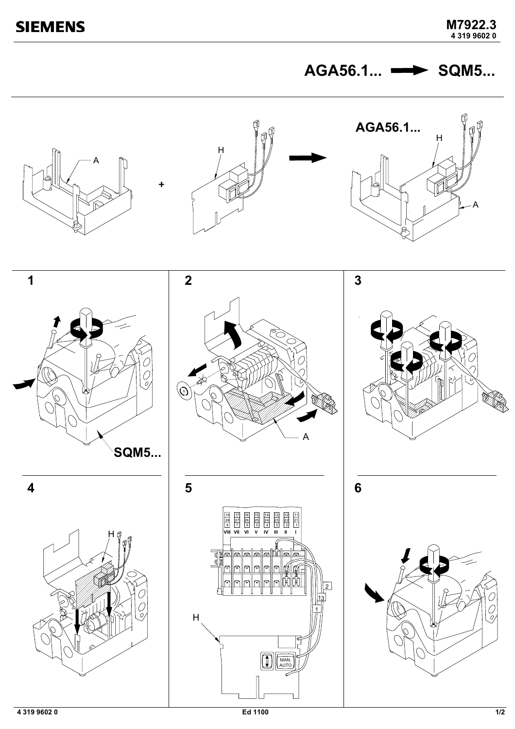# SIEMENS

**M7922.3**
**4 319 9602 0**

## AGA56.1... → SQM5...

A + H → **AGA56.1...** H A

**1**

**SQM5...**

**2**

A

**3**

**4**

H

**5**

| 18 | 17 | 16 | 15 | 14 | 13 | 12 | 11 |
|---|---|---|---|---|---|---|---|
| 28 | 27 | 26 | 25 | 24 | 23 | 22 | 21 |
| 8 | 7 | 6 | 5 | 4 | 3 | 2 | 1 |
| VIII | VII | VI | V | IV | III | II | I |

2
13
1

H

MAN.
AUTO

**6**

Ed 1100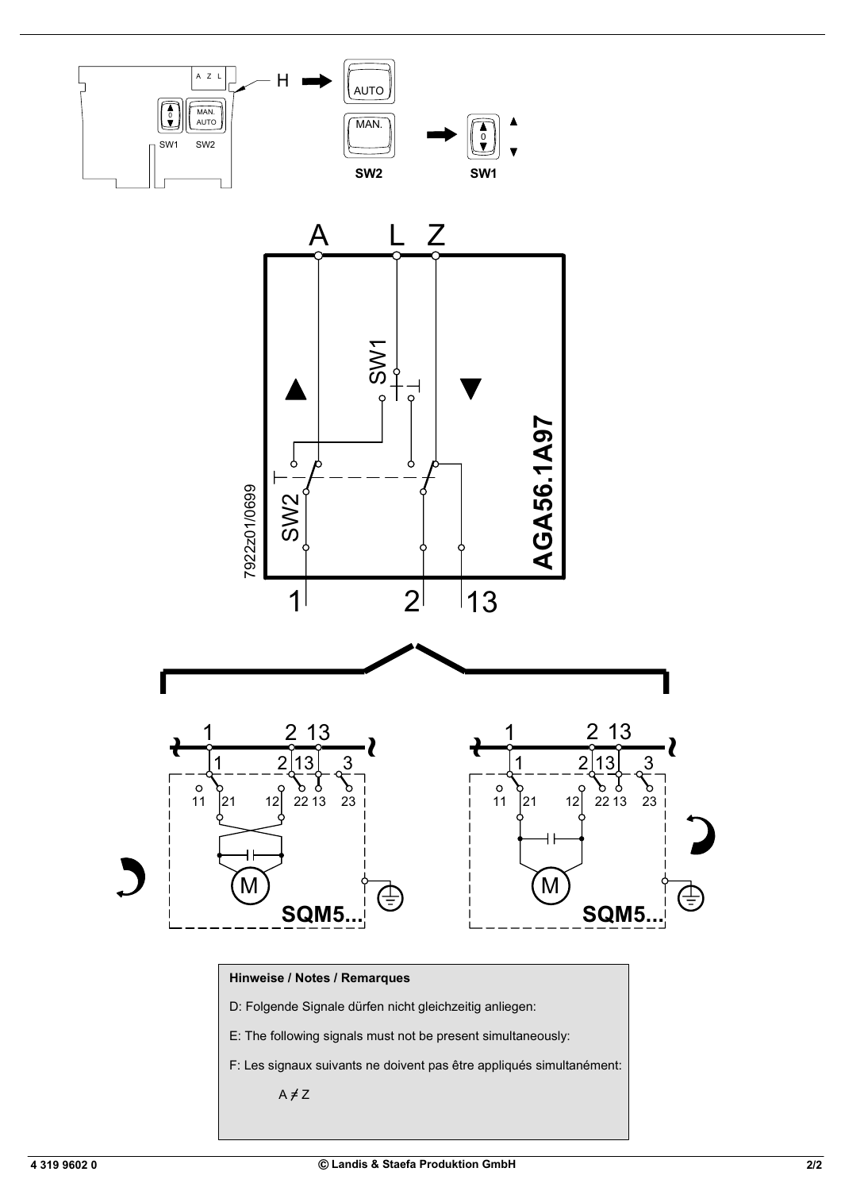A Z L

SW1 SW2

MAN. AUTO

H

AUTO

MAN.

SW2

SW1

A L Z

SW1

SW2

7922z01/0699

AGA56.1A97

1 2 13

1 2 13

1 2 13 3

11 21 12 22 13 23

M

SQM5...

1 2 13

1 2 13 3

11 21 12 22 13 23

M

SQM5...

**Hinweise / Notes / Remarques**

D: Folgende Signale dürfen nicht gleichzeitig anliegen:

E: The following signals must not be present simultaneously:

F: Les signaux suivants ne doivent pas être appliqués simultanément:

$A \neq Z$

4 319 9602 0 © Landis & Staefa Produktion GmbH